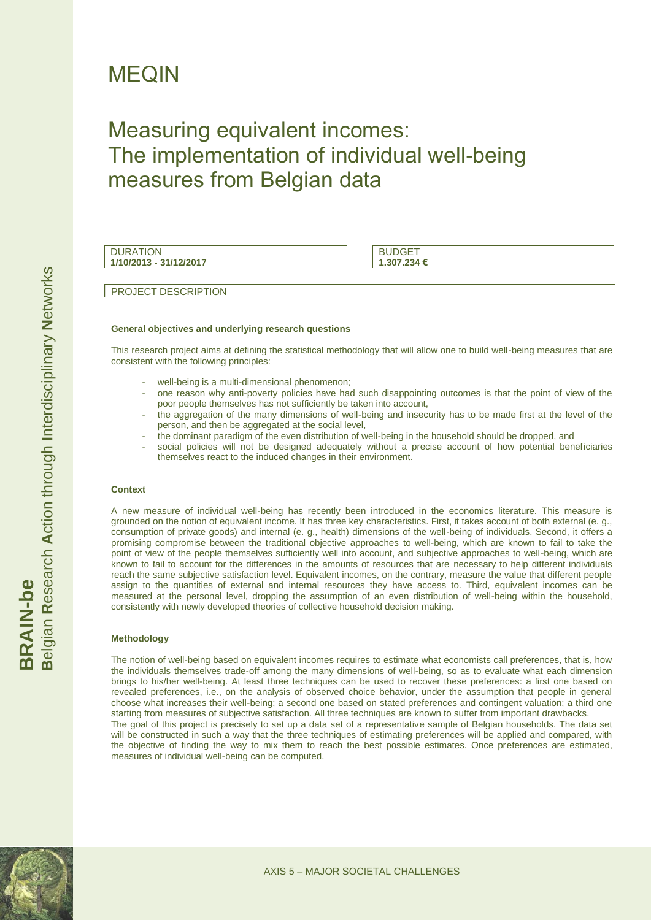# MEQIN

## Measuring equivalent incomes: The implementation of individual well-being measures from Belgian data

| DURATION | BUDGET |
| --- | --- |
| **1/10/2013 - 31/12/2017** | **1.307.234 €** |

PROJECT DESCRIPTION

### General objectives and underlying research questions

This research project aims at defining the statistical methodology that will allow one to build well-being measures that are consistent with the following principles:

- well-being is a multi-dimensional phenomenon;
- one reason why anti-poverty policies have had such disappointing outcomes is that the point of view of the poor people themselves has not sufficiently be taken into account,
- the aggregation of the many dimensions of well-being and insecurity has to be made first at the level of the person, and then be aggregated at the social level,
- the dominant paradigm of the even distribution of well-being in the household should be dropped, and
- social policies will not be designed adequately without a precise account of how potential beneficiaries themselves react to the induced changes in their environment.

### Context

A new measure of individual well-being has recently been introduced in the economics literature. This measure is grounded on the notion of equivalent income. It has three key characteristics. First, it takes account of both external (e. g., consumption of private goods) and internal (e. g., health) dimensions of the well-being of individuals. Second, it offers a promising compromise between the traditional objective approaches to well-being, which are known to fail to take the point of view of the people themselves sufficiently well into account, and subjective approaches to well-being, which are known to fail to account for the differences in the amounts of resources that are necessary to help different individuals reach the same subjective satisfaction level. Equivalent incomes, on the contrary, measure the value that different people assign to the quantities of external and internal resources they have access to. Third, equivalent incomes can be measured at the personal level, dropping the assumption of an even distribution of well-being within the household, consistently with newly developed theories of collective household decision making.

### Methodology

The notion of well-being based on equivalent incomes requires to estimate what economists call preferences, that is, how the individuals themselves trade-off among the many dimensions of well-being, so as to evaluate what each dimension brings to his/her well-being. At least three techniques can be used to recover these preferences: a first one based on revealed preferences, i.e., on the analysis of observed choice behavior, under the assumption that people in general choose what increases their well-being; a second one based on stated preferences and contingent valuation; a third one starting from measures of subjective satisfaction. All three techniques are known to suffer from important drawbacks.

The goal of this project is precisely to set up a data set of a representative sample of Belgian households. The data set will be constructed in such a way that the three techniques of estimating preferences will be applied and compared, with the objective of finding the way to mix them to reach the best possible estimates. Once preferences are estimated, measures of individual well-being can be computed.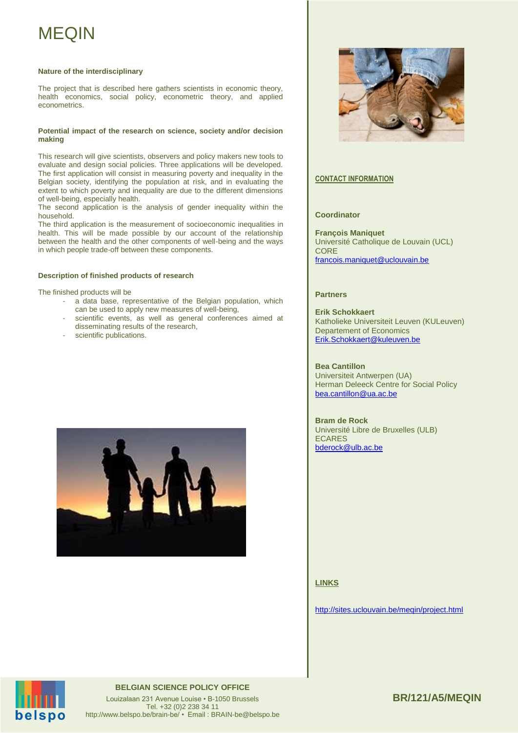# MEQIN

**Nature of the interdisciplinary**

The project that is described here gathers scientists in economic theory, health economics, social policy, econometric theory, and applied econometrics.

**Potential impact of the research on science, society and/or decision making**

This research will give scientists, observers and policy makers new tools to evaluate and design social policies. Three applications will be developed. The first application will consist in measuring poverty and inequality in the Belgian society, identifying the population at risk, and in evaluating the extent to which poverty and inequality are due to the different dimensions of well-being, especially health.
The second application is the analysis of gender inequality within the household.
The third application is the measurement of socioeconomic inequalities in health. This will be made possible by our account of the relationship between the health and the other components of well-being and the ways in which people trade-off between these components.

**Description of finished products of research**

The finished products will be

- a data base, representative of the Belgian population, which can be used to apply new measures of well-being,
- scientific events, as well as general conferences aimed at disseminating results of the research,
- scientific publications.

**CONTACT INFORMATION**

**Coordinator**

**François Maniquet**
Université Catholique de Louvain (UCL)
CORE
francois.maniquet@uclouvain.be

**Partners**

**Erik Schokkaert**
Katholieke Universiteit Leuven (KULeuven)
Departement of Economics
Erik.Schokkaert@kuleuven.be

**Bea Cantillon**
Universiteit Antwerpen (UA)
Herman Deleeck Centre for Social Policy
bea.cantillon@ua.ac.be

**Bram de Rock**
Université Libre de Bruxelles (ULB)
ECARES
bderock@ulb.ac.be

**LINKS**

http://sites.uclouvain.be/meqin/project.html

**BELGIAN SCIENCE POLICY OFFICE**
Louizalaan 231 Avenue Louise • B-1050 Brussels
Tel. +32 (0)2 238 34 11
http://www.belspo.be/brain-be/ • Email : BRAIN-be@belspo.be

**BR/121/A5/MEQIN**